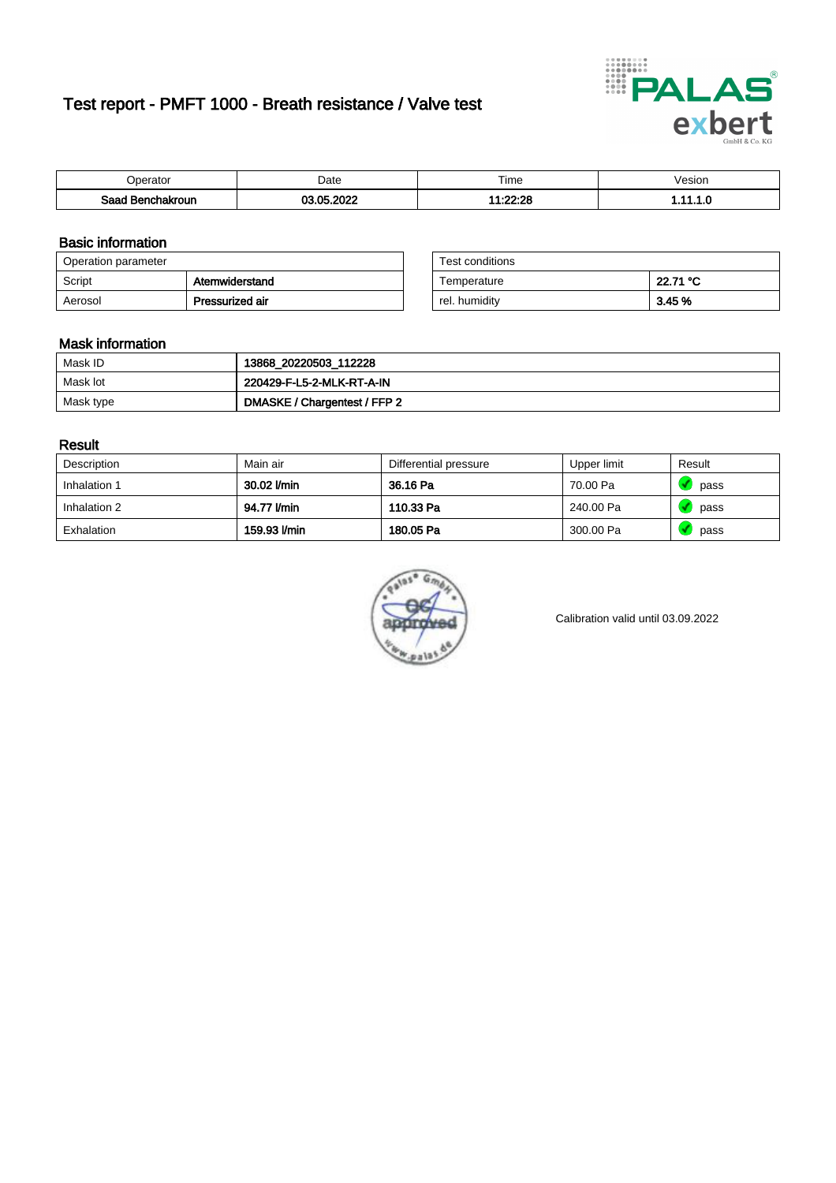# Test report - PMFT 1000 - Breath resistance / Valve test

| Operator | Date | Time | Vesion |
|---|---|---|---|
| Saad Benchakroun | 03.05.2022 | 11:22:28 | 1.11.1.0 |

## Basic information

| Operation parameter | |
|---|---|
| Script | Atemwiderstand |
| Aerosol | Pressurized air |

| Test conditions | |
|---|---|
| Temperature | 22.71 °C |
| rel. humidity | 3.45 % |

## Mask information

| | |
|---|---|
| Mask ID | 13868_20220503_112228 |
| Mask lot | 220429-F-L5-2-MLK-RT-A-IN |
| Mask type | DMASKE / Chargentest / FFP 2 |

## Result

| Description | Main air | Differential pressure | Upper limit | Result |
|---|---|---|---|---|
| Inhalation 1 | 30.02 l/min | 36.16 Pa | 70.00 Pa | pass |
| Inhalation 2 | 94.77 l/min | 110.33 Pa | 240.00 Pa | pass |
| Exhalation | 159.93 l/min | 180.05 Pa | 300.00 Pa | pass |

Calibration valid until 03.09.2022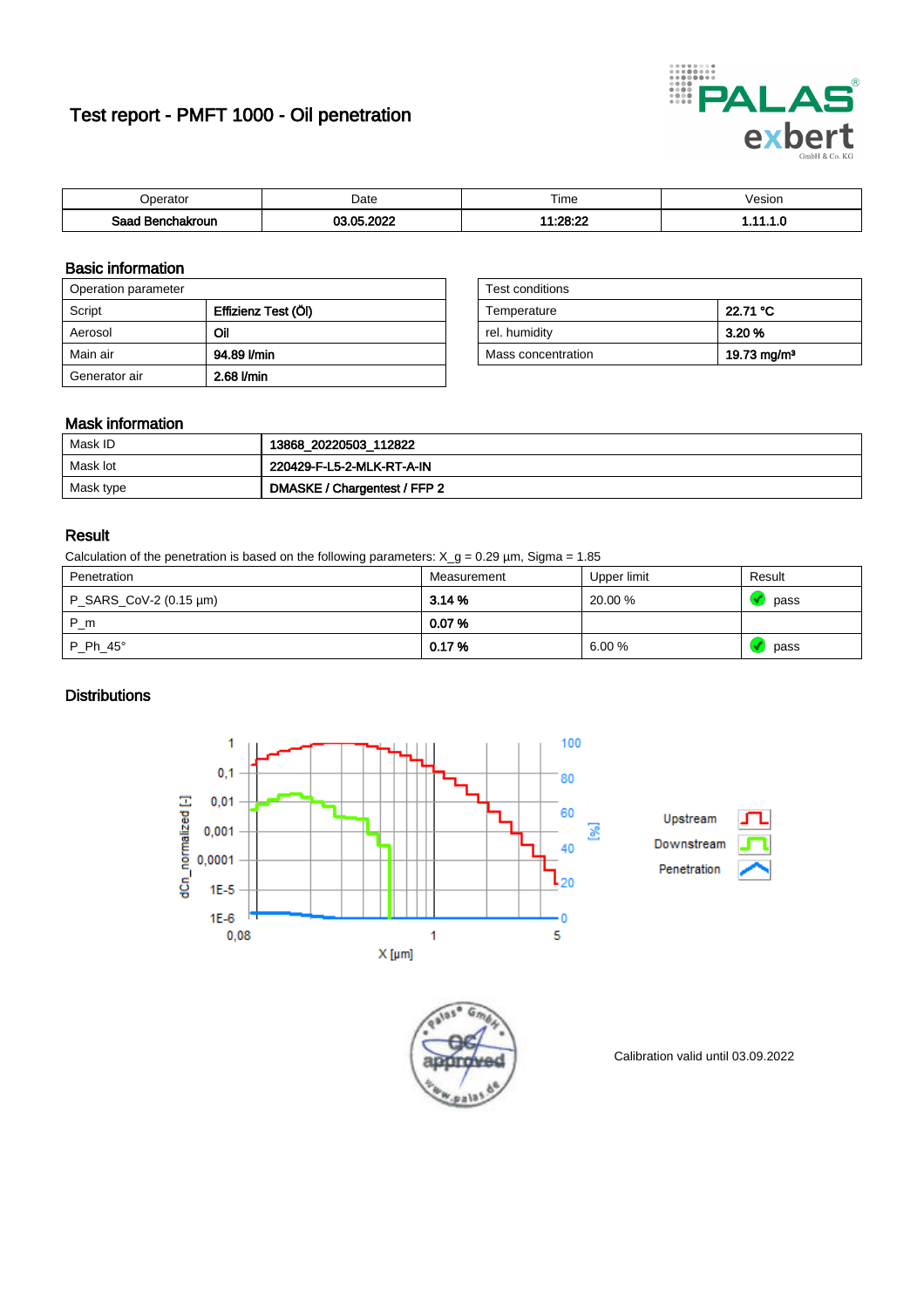# Test report - PMFT 1000 - Oil penetration

| Operator | Date | Time | Vesion |
|---|---|---|---|
| **Saad Benchakroun** | **03.05.2022** | **11:28:22** | **1.11.1.0** |

## Basic information

| Operation parameter | |
|---|---|
| Script | **Effizienz Test (Öl)** |
| Aerosol | **Oil** |
| Main air | **94.89 l/min** |
| Generator air | **2.68 l/min** |

| Test conditions | |
|---|---|
| Temperature | **22.71 °C** |
| rel. humidity | **3.20 %** |
| Mass concentration | **19.73 mg/m³** |

## Mask information

| | |
|---|---|
| Mask ID | **13868_20220503_112822** |
| Mask lot | **220429-F-L5-2-MLK-RT-A-IN** |
| Mask type | **DMASKE / Chargentest / FFP 2** |

## Result

Calculation of the penetration is based on the following parameters: X_g = 0.29 µm, Sigma = 1.85

| Penetration | Measurement | Upper limit | Result |
|---|---|---|---|
| P_SARS_CoV-2 (0.15 µm) | **3.14 %** | 20.00 % | pass |
| P_m | **0.07 %** | | |
| P_Ph_45° | **0.17 %** | 6.00 % | pass |

## Distributions

dCn_normalized [-]
1
0,1
0,01
0,001
0,0001
1E-5
1E-6
0,08
1
5
X [µm]
[%]
100
80
60
40
20
0

Upstream
Downstream
Penetration

Calibration valid until 03.09.2022